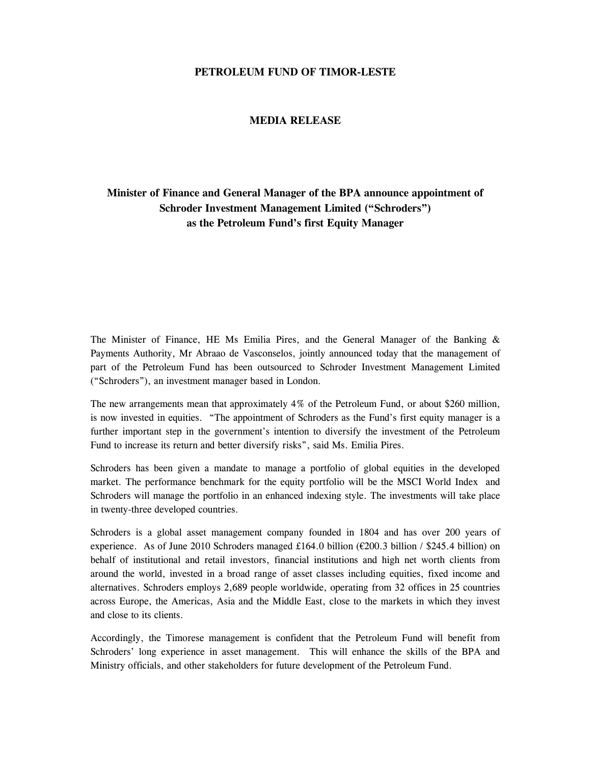# PETROLEUM FUND OF TIMOR-LESTE

## MEDIA RELEASE

### Minister of Finance and General Manager of the BPA announce appointment of Schroder Investment Management Limited ("Schroders") as the Petroleum Fund's first Equity Manager

The Minister of Finance, HE Ms Emilia Pires, and the General Manager of the Banking & Payments Authority, Mr Abraao de Vasconselos, jointly announced today that the management of part of the Petroleum Fund has been outsourced to Schroder Investment Management Limited ("Schroders"), an investment manager based in London.

The new arrangements mean that approximately 4% of the Petroleum Fund, or about $260 million, is now invested in equities. "The appointment of Schroders as the Fund's first equity manager is a further important step in the government's intention to diversify the investment of the Petroleum Fund to increase its return and better diversify risks", said Ms. Emilia Pires.

Schroders has been given a mandate to manage a portfolio of global equities in the developed market. The performance benchmark for the equity portfolio will be the MSCI World Index and Schroders will manage the portfolio in an enhanced indexing style. The investments will take place in twenty-three developed countries.

Schroders is a global asset management company founded in 1804 and has over 200 years of experience. As of June 2010 Schroders managed £164.0 billion (€200.3 billion / $245.4 billion) on behalf of institutional and retail investors, financial institutions and high net worth clients from around the world, invested in a broad range of asset classes including equities, fixed income and alternatives. Schroders employs 2,689 people worldwide, operating from 32 offices in 25 countries across Europe, the Americas, Asia and the Middle East, close to the markets in which they invest and close to its clients.

Accordingly, the Timorese management is confident that the Petroleum Fund will benefit from Schroders' long experience in asset management. This will enhance the skills of the BPA and Ministry officials, and other stakeholders for future development of the Petroleum Fund.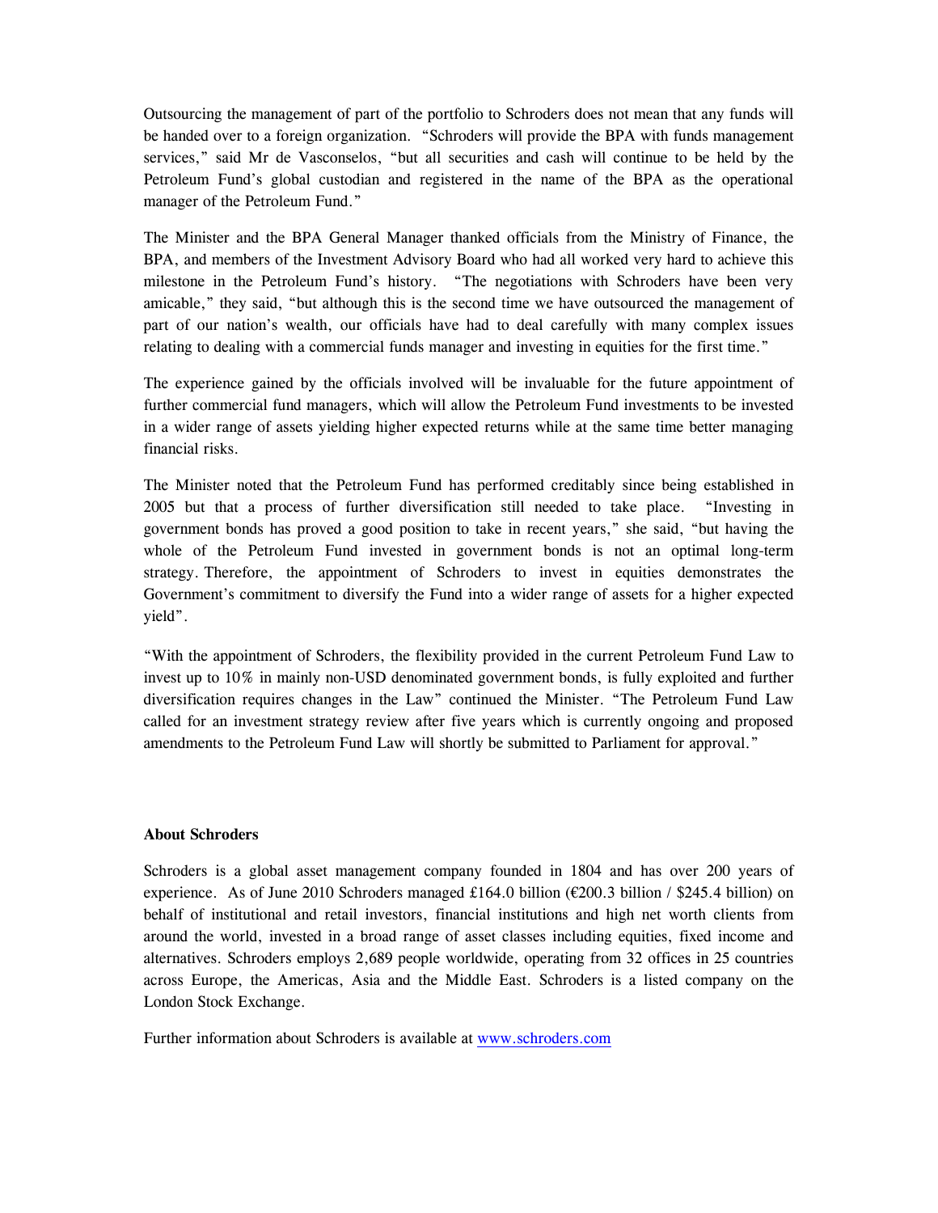Outsourcing the management of part of the portfolio to Schroders does not mean that any funds will be handed over to a foreign organization. "Schroders will provide the BPA with funds management services," said Mr de Vasconselos, "but all securities and cash will continue to be held by the Petroleum Fund's global custodian and registered in the name of the BPA as the operational manager of the Petroleum Fund."

The Minister and the BPA General Manager thanked officials from the Ministry of Finance, the BPA, and members of the Investment Advisory Board who had all worked very hard to achieve this milestone in the Petroleum Fund's history. "The negotiations with Schroders have been very amicable," they said, "but although this is the second time we have outsourced the management of part of our nation's wealth, our officials have had to deal carefully with many complex issues relating to dealing with a commercial funds manager and investing in equities for the first time."

The experience gained by the officials involved will be invaluable for the future appointment of further commercial fund managers, which will allow the Petroleum Fund investments to be invested in a wider range of assets yielding higher expected returns while at the same time better managing financial risks.

The Minister noted that the Petroleum Fund has performed creditably since being established in 2005 but that a process of further diversification still needed to take place. "Investing in government bonds has proved a good position to take in recent years," she said, "but having the whole of the Petroleum Fund invested in government bonds is not an optimal long-term strategy. Therefore, the appointment of Schroders to invest in equities demonstrates the Government's commitment to diversify the Fund into a wider range of assets for a higher expected yield".

"With the appointment of Schroders, the flexibility provided in the current Petroleum Fund Law to invest up to 10% in mainly non-USD denominated government bonds, is fully exploited and further diversification requires changes in the Law" continued the Minister. "The Petroleum Fund Law called for an investment strategy review after five years which is currently ongoing and proposed amendments to the Petroleum Fund Law will shortly be submitted to Parliament for approval."

**About Schroders**

Schroders is a global asset management company founded in 1804 and has over 200 years of experience. As of June 2010 Schroders managed £164.0 billion (€200.3 billion / $245.4 billion) on behalf of institutional and retail investors, financial institutions and high net worth clients from around the world, invested in a broad range of asset classes including equities, fixed income and alternatives. Schroders employs 2,689 people worldwide, operating from 32 offices in 25 countries across Europe, the Americas, Asia and the Middle East. Schroders is a listed company on the London Stock Exchange.

Further information about Schroders is available at [www.schroders.com](http://www.schroders.com)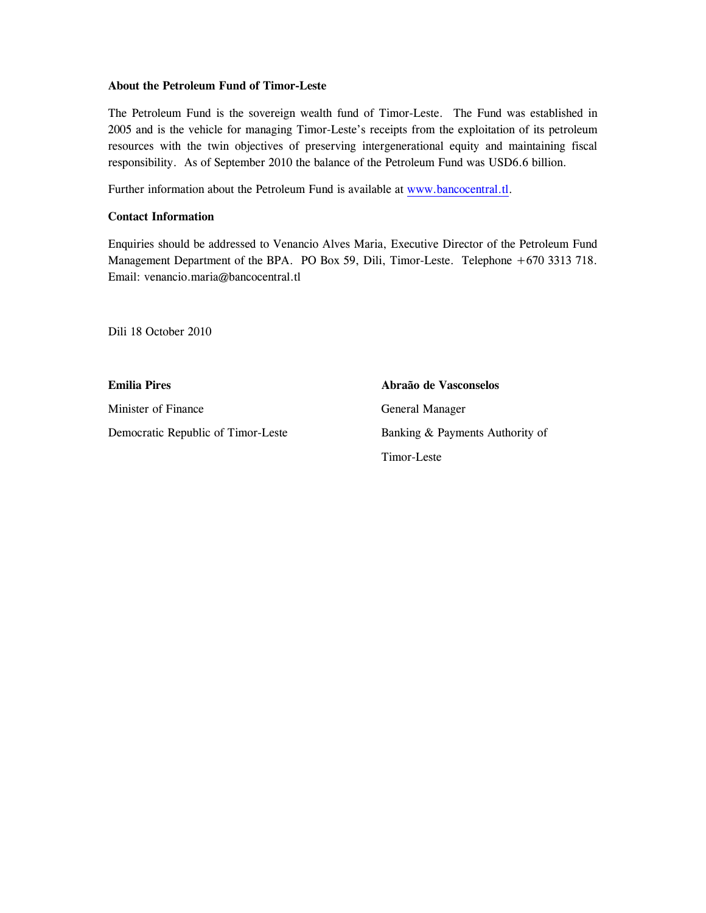**About the Petroleum Fund of Timor-Leste**

The Petroleum Fund is the sovereign wealth fund of Timor-Leste. The Fund was established in 2005 and is the vehicle for managing Timor-Leste's receipts from the exploitation of its petroleum resources with the twin objectives of preserving intergenerational equity and maintaining fiscal responsibility. As of September 2010 the balance of the Petroleum Fund was USD6.6 billion.

Further information about the Petroleum Fund is available at [www.bancocentral.tl](http://www.bancocentral.tl).

**Contact Information**

Enquiries should be addressed to Venancio Alves Maria, Executive Director of the Petroleum Fund Management Department of the BPA. PO Box 59, Dili, Timor-Leste. Telephone +670 3313 718. Email: venancio.maria@bancocentral.tl

Dili 18 October 2010

**Emilia Pires**

Minister of Finance

Democratic Republic of Timor-Leste

**Abraão de Vasconselos**

General Manager

Banking & Payments Authority of Timor-Leste